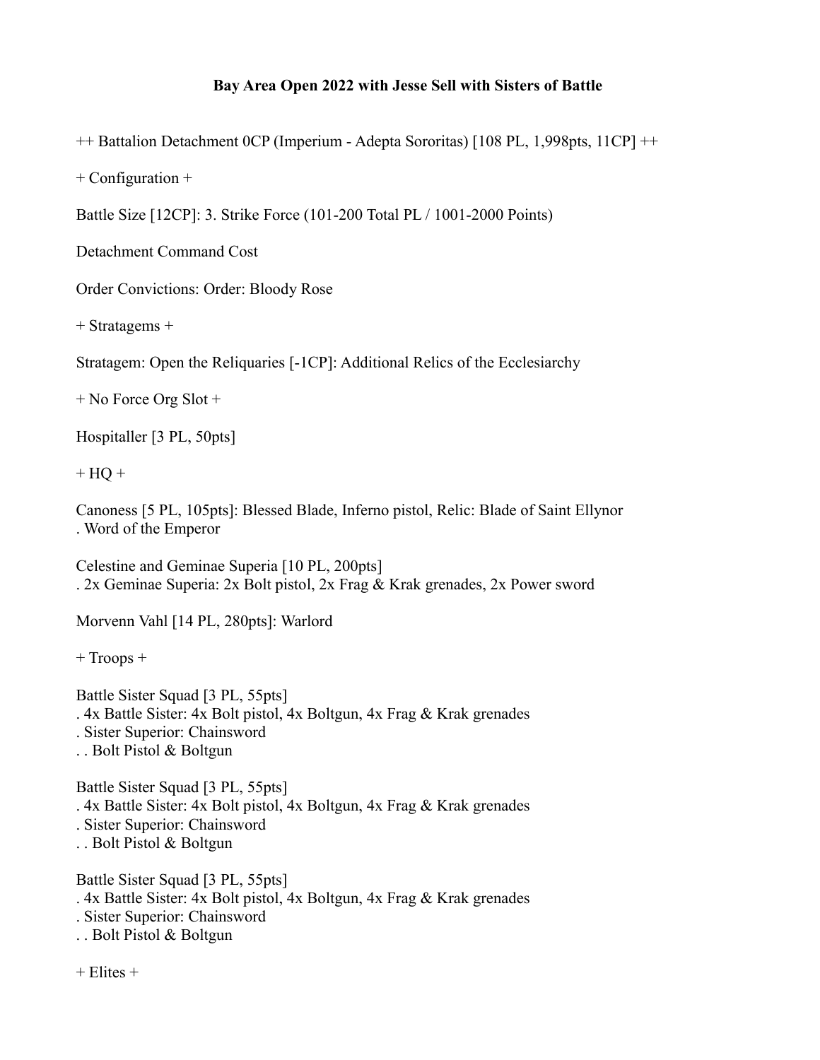**Bay Area Open 2022 with Jesse Sell with Sisters of Battle**

++ Battalion Detachment 0CP (Imperium - Adepta Sororitas) [108 PL, 1,998pts, 11CP] ++

+ Configuration +

Battle Size [12CP]: 3. Strike Force (101-200 Total PL / 1001-2000 Points)

Detachment Command Cost

Order Convictions: Order: Bloody Rose

+ Stratagems +

Stratagem: Open the Reliquaries [-1CP]: Additional Relics of the Ecclesiarchy

+ No Force Org Slot +

Hospitaller [3 PL, 50pts]

+ HQ +

Canoness [5 PL, 105pts]: Blessed Blade, Inferno pistol, Relic: Blade of Saint Ellynor
. Word of the Emperor

Celestine and Geminae Superia [10 PL, 200pts]
. 2x Geminae Superia: 2x Bolt pistol, 2x Frag & Krak grenades, 2x Power sword

Morvenn Vahl [14 PL, 280pts]: Warlord

+ Troops +

Battle Sister Squad [3 PL, 55pts]
. 4x Battle Sister: 4x Bolt pistol, 4x Boltgun, 4x Frag & Krak grenades
. Sister Superior: Chainsword
. . Bolt Pistol & Boltgun

Battle Sister Squad [3 PL, 55pts]
. 4x Battle Sister: 4x Bolt pistol, 4x Boltgun, 4x Frag & Krak grenades
. Sister Superior: Chainsword
. . Bolt Pistol & Boltgun

Battle Sister Squad [3 PL, 55pts]
. 4x Battle Sister: 4x Bolt pistol, 4x Boltgun, 4x Frag & Krak grenades
. Sister Superior: Chainsword
. . Bolt Pistol & Boltgun

+ Elites +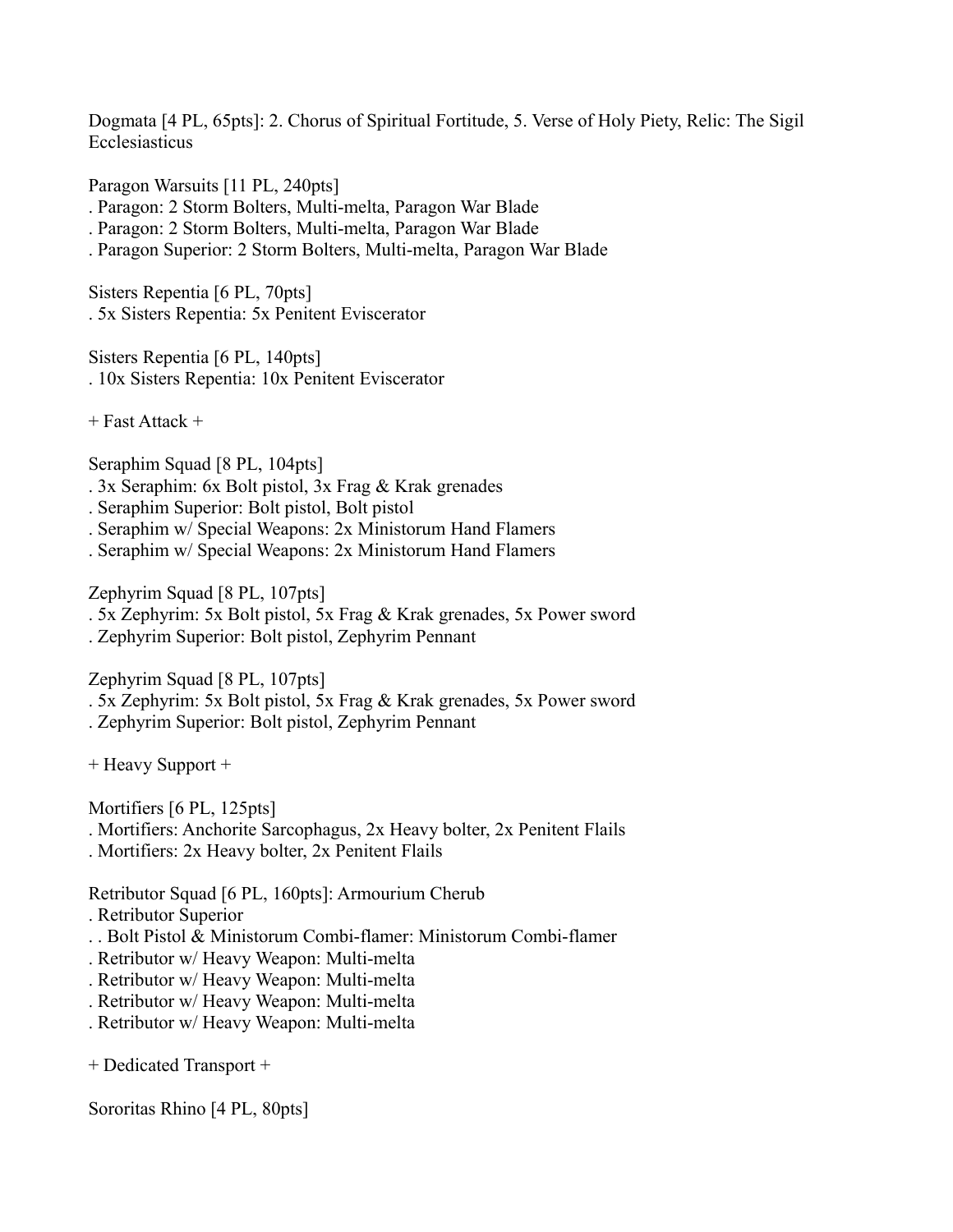Dogmata [4 PL, 65pts]: 2. Chorus of Spiritual Fortitude, 5. Verse of Holy Piety, Relic: The Sigil Ecclesiasticus

Paragon Warsuits [11 PL, 240pts]
. Paragon: 2 Storm Bolters, Multi-melta, Paragon War Blade
. Paragon: 2 Storm Bolters, Multi-melta, Paragon War Blade
. Paragon Superior: 2 Storm Bolters, Multi-melta, Paragon War Blade

Sisters Repentia [6 PL, 70pts]
. 5x Sisters Repentia: 5x Penitent Eviscerator

Sisters Repentia [6 PL, 140pts]
. 10x Sisters Repentia: 10x Penitent Eviscerator

+ Fast Attack +

Seraphim Squad [8 PL, 104pts]
. 3x Seraphim: 6x Bolt pistol, 3x Frag & Krak grenades
. Seraphim Superior: Bolt pistol, Bolt pistol
. Seraphim w/ Special Weapons: 2x Ministorum Hand Flamers
. Seraphim w/ Special Weapons: 2x Ministorum Hand Flamers

Zephyrim Squad [8 PL, 107pts]
. 5x Zephyrim: 5x Bolt pistol, 5x Frag & Krak grenades, 5x Power sword
. Zephyrim Superior: Bolt pistol, Zephyrim Pennant

Zephyrim Squad [8 PL, 107pts]
. 5x Zephyrim: 5x Bolt pistol, 5x Frag & Krak grenades, 5x Power sword
. Zephyrim Superior: Bolt pistol, Zephyrim Pennant

+ Heavy Support +

Mortifiers [6 PL, 125pts]
. Mortifiers: Anchorite Sarcophagus, 2x Heavy bolter, 2x Penitent Flails
. Mortifiers: 2x Heavy bolter, 2x Penitent Flails

Retributor Squad [6 PL, 160pts]: Armourium Cherub
. Retributor Superior
. . Bolt Pistol & Ministorum Combi-flamer: Ministorum Combi-flamer
. Retributor w/ Heavy Weapon: Multi-melta
. Retributor w/ Heavy Weapon: Multi-melta
. Retributor w/ Heavy Weapon: Multi-melta
. Retributor w/ Heavy Weapon: Multi-melta

+ Dedicated Transport +

Sororitas Rhino [4 PL, 80pts]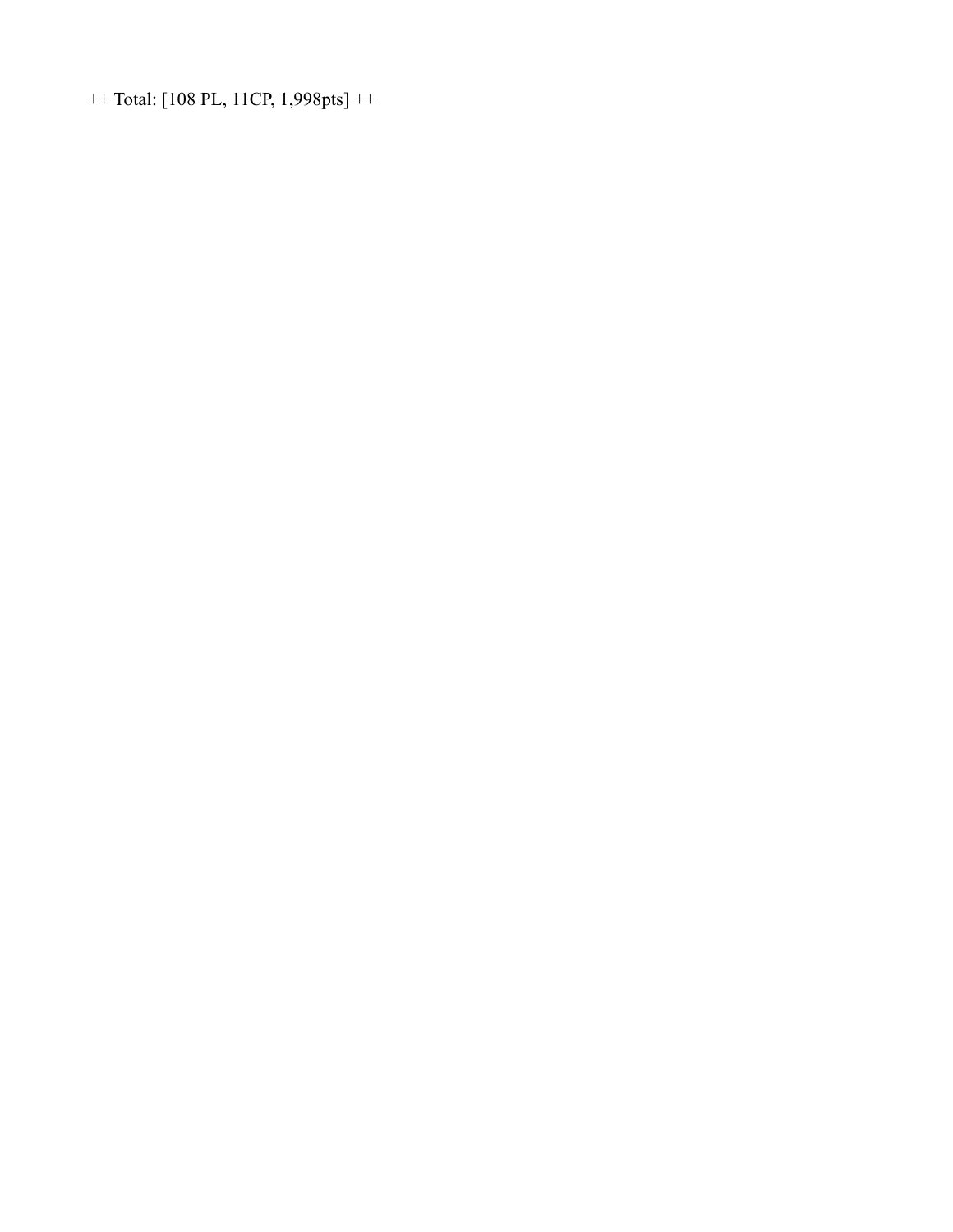++ Total: [108 PL, 11CP, 1,998pts] ++